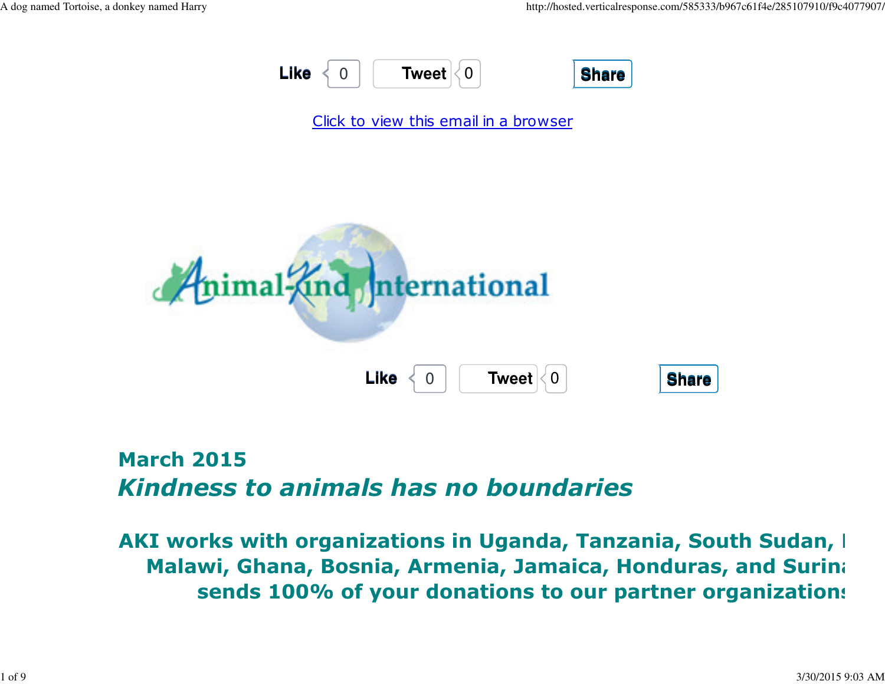Like 0 Tweet 0 Share

Click to view this email in a browser

Animal-Kind International

Like 0 Tweet 0 Share

## March 2015

## *Kindness to animals has no boundaries*

**AKI works with organizations in Uganda, Tanzania, South Sudan, I Malawi, Ghana, Bosnia, Armenia, Jamaica, Honduras, and Surina sends 100% of your donations to our partner organization**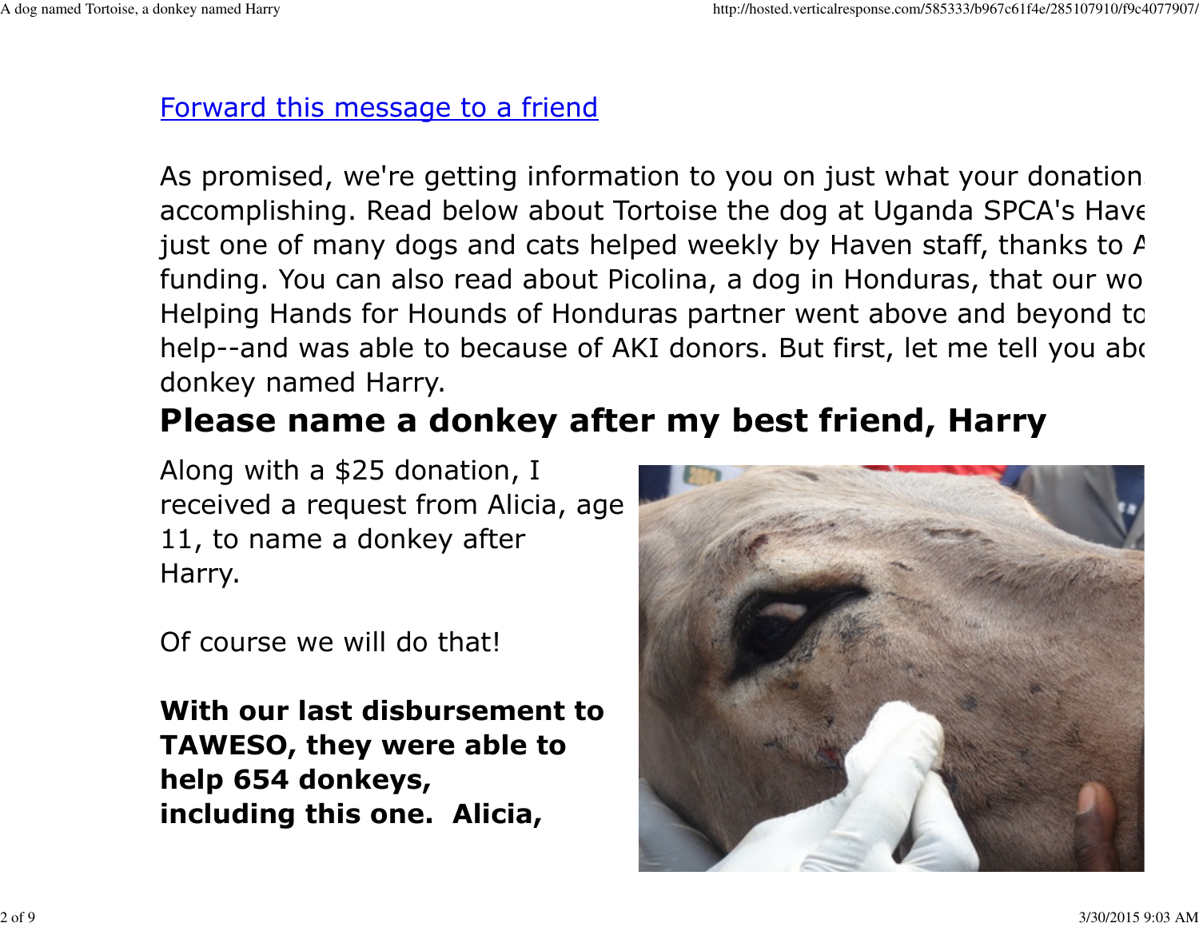[Forward this message to a friend](#)

As promised, we're getting information to you on just what your donation accomplishing. Read below about Tortoise the dog at Uganda SPCA's Have just one of many dogs and cats helped weekly by Haven staff, thanks to A funding. You can also read about Picolina, a dog in Honduras, that our wo Helping Hands for Hounds of Honduras partner went above and beyond to help--and was able to because of AKI donors. But first, let me tell you abo donkey named Harry.

## Please name a donkey after my best friend, Harry

Along with a $25 donation, I received a request from Alicia, age 11, to name a donkey after Harry.

Of course we will do that!

**With our last disbursement to TAWESO, they were able to help 654 donkeys, including this one. Alicia,**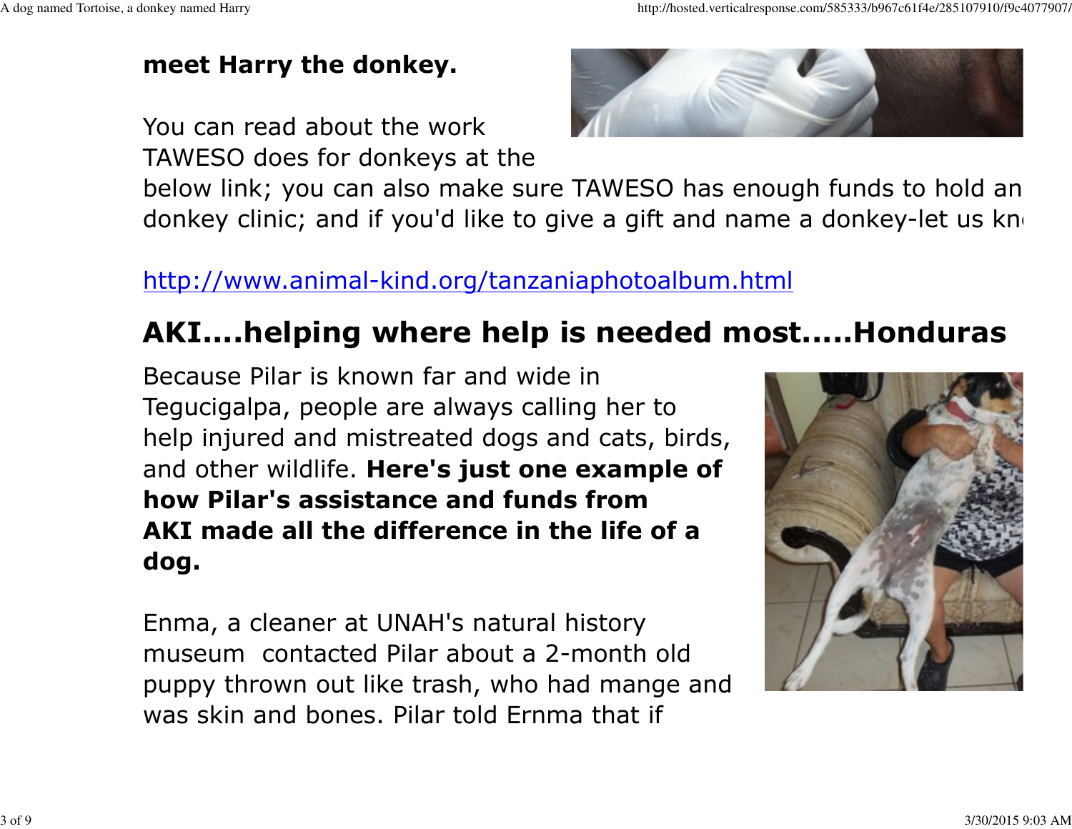**meet Harry the donkey.**

You can read about the work TAWESO does for donkeys at the below link; you can also make sure TAWESO has enough funds to hold an donkey clinic; and if you'd like to give a gift and name a donkey-let us kn

http://www.animal-kind.org/tanzaniaphotoalbum.html

## AKI....helping where help is needed most.....Honduras

Because Pilar is known far and wide in Tegucigalpa, people are always calling her to help injured and mistreated dogs and cats, birds, and other wildlife. **Here's just one example of how Pilar's assistance and funds from AKI made all the difference in the life of a dog.**

Enma, a cleaner at UNAH's natural history museum  contacted Pilar about a 2-month old puppy thrown out like trash, who had mange and was skin and bones. Pilar told Ernma that if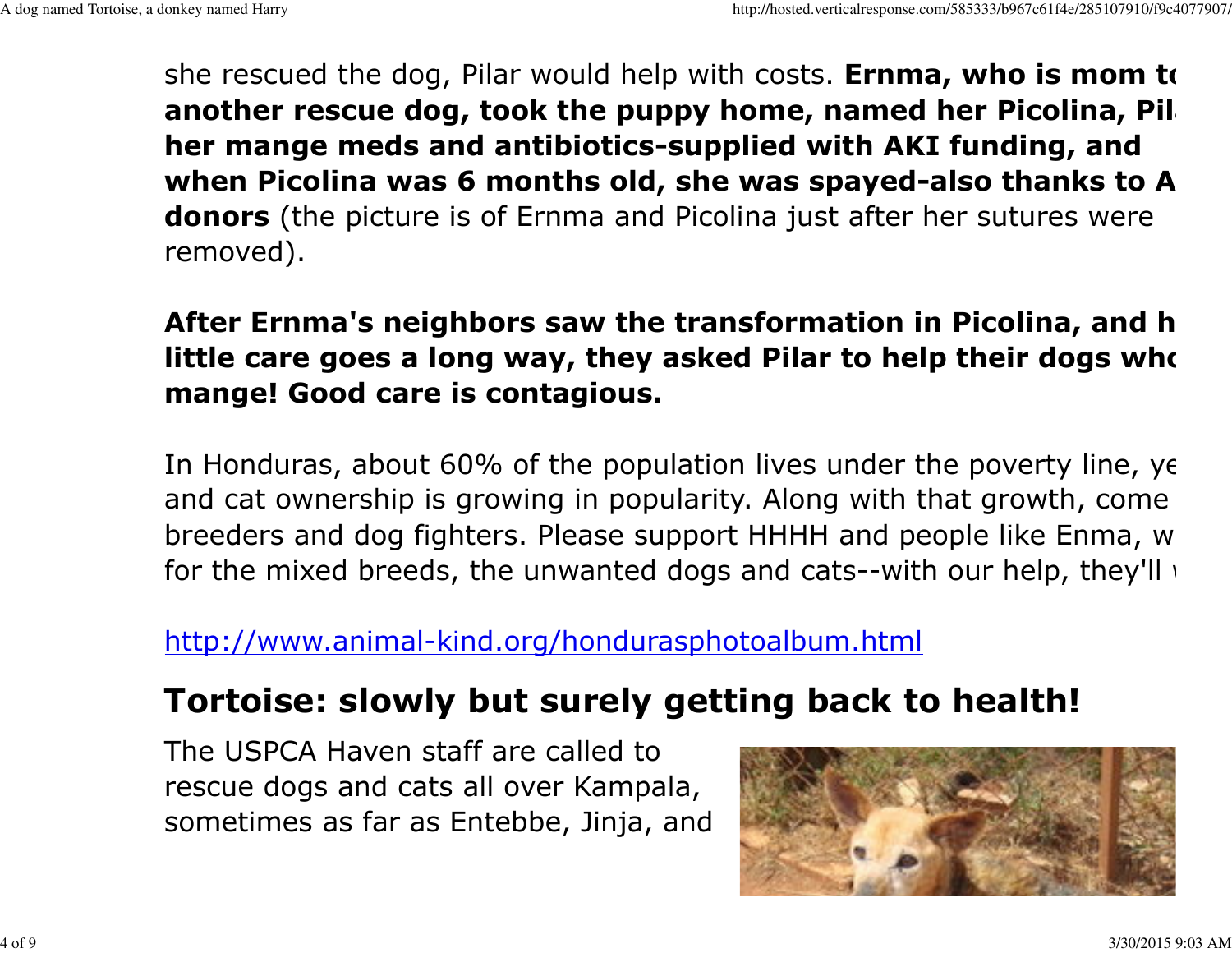she rescued the dog, Pilar would help with costs. **Ernma, who is mom to another rescue dog, took the puppy home, named her Picolina, Pil her mange meds and antibiotics-supplied with AKI funding, and when Picolina was 6 months old, she was spayed-also thanks to A donors** (the picture is of Ernma and Picolina just after her sutures were removed).

**After Ernma's neighbors saw the transformation in Picolina, and h little care goes a long way, they asked Pilar to help their dogs who mange! Good care is contagious.**

In Honduras, about 60% of the population lives under the poverty line, ye and cat ownership is growing in popularity. Along with that growth, come breeders and dog fighters. Please support HHHH and people like Enma, w for the mixed breeds, the unwanted dogs and cats--with our help, they'll

http://www.animal-kind.org/hondurasphotoalbum.html

## Tortoise: slowly but surely getting back to health!

The USPCA Haven staff are called to rescue dogs and cats all over Kampala, sometimes as far as Entebbe, Jinja, and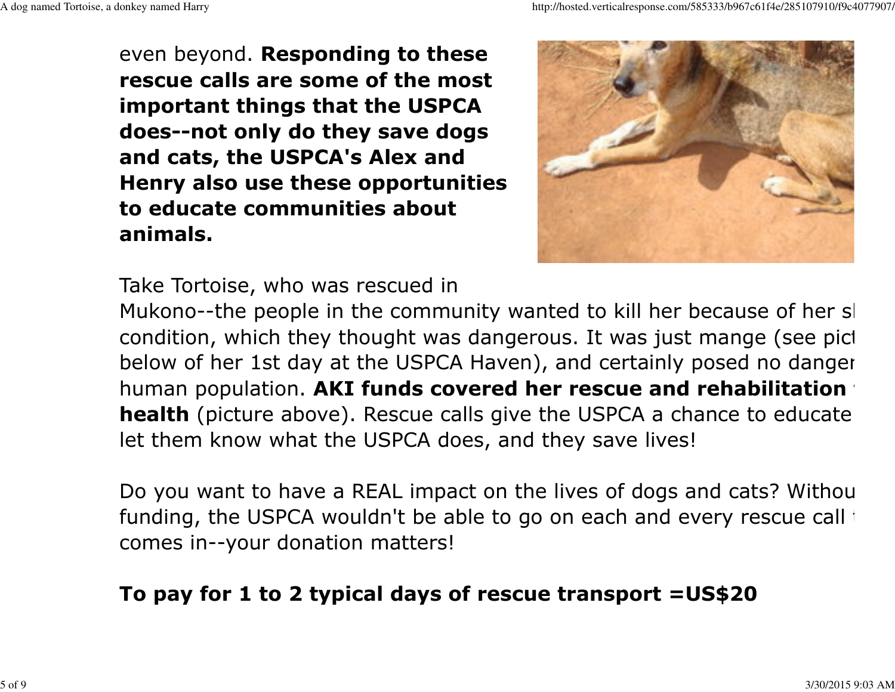even beyond. **Responding to these rescue calls are some of the most important things that the USPCA does--not only do they save dogs and cats, the USPCA's Alex and Henry also use these opportunities to educate communities about animals.**

Take Tortoise, who was rescued in Mukono--the people in the community wanted to kill her because of her sl condition, which they thought was dangerous. It was just mange (see pict below of her 1st day at the USPCA Haven), and certainly posed no danger human population. **AKI funds covered her rescue and rehabilitation health** (picture above). Rescue calls give the USPCA a chance to educate let them know what the USPCA does, and they save lives!

Do you want to have a REAL impact on the lives of dogs and cats? Withou funding, the USPCA wouldn't be able to go on each and every rescue call comes in--your donation matters!

**To pay for 1 to 2 typical days of rescue transport =US$20**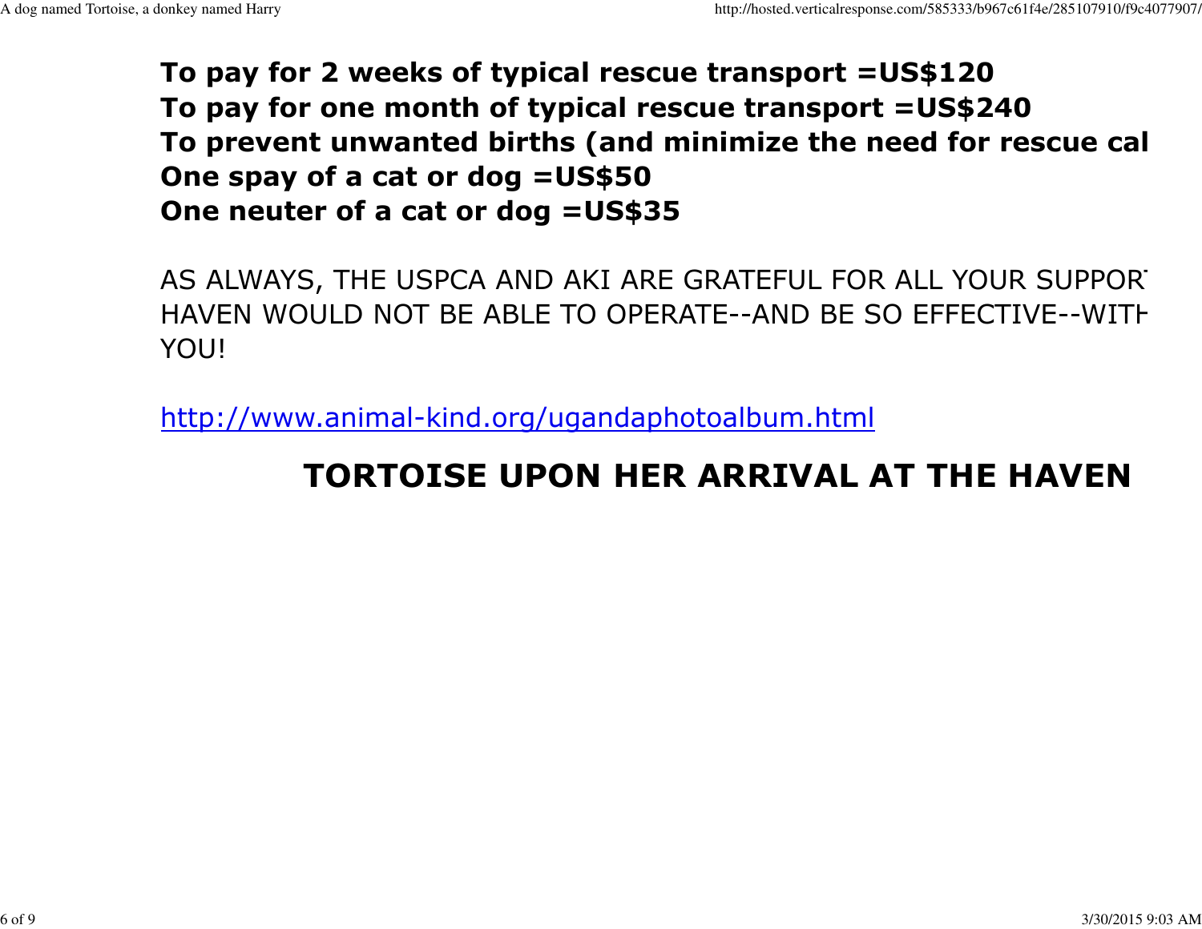**To pay for 2 weeks of typical rescue transport =US$120**
**To pay for one month of typical rescue transport =US$240**
**To prevent unwanted births (and minimize the need for rescue cal**
**One spay of a cat or dog =US$50**
**One neuter of a cat or dog =US$35**

AS ALWAYS, THE USPCA AND AKI ARE GRATEFUL FOR ALL YOUR SUPPOR HAVEN WOULD NOT BE ABLE TO OPERATE--AND BE SO EFFECTIVE--WITH YOU!

[http://www.animal-kind.org/ugandaphotoalbum.html](http://www.animal-kind.org/ugandaphotoalbum.html)

## TORTOISE UPON HER ARRIVAL AT THE HAVEN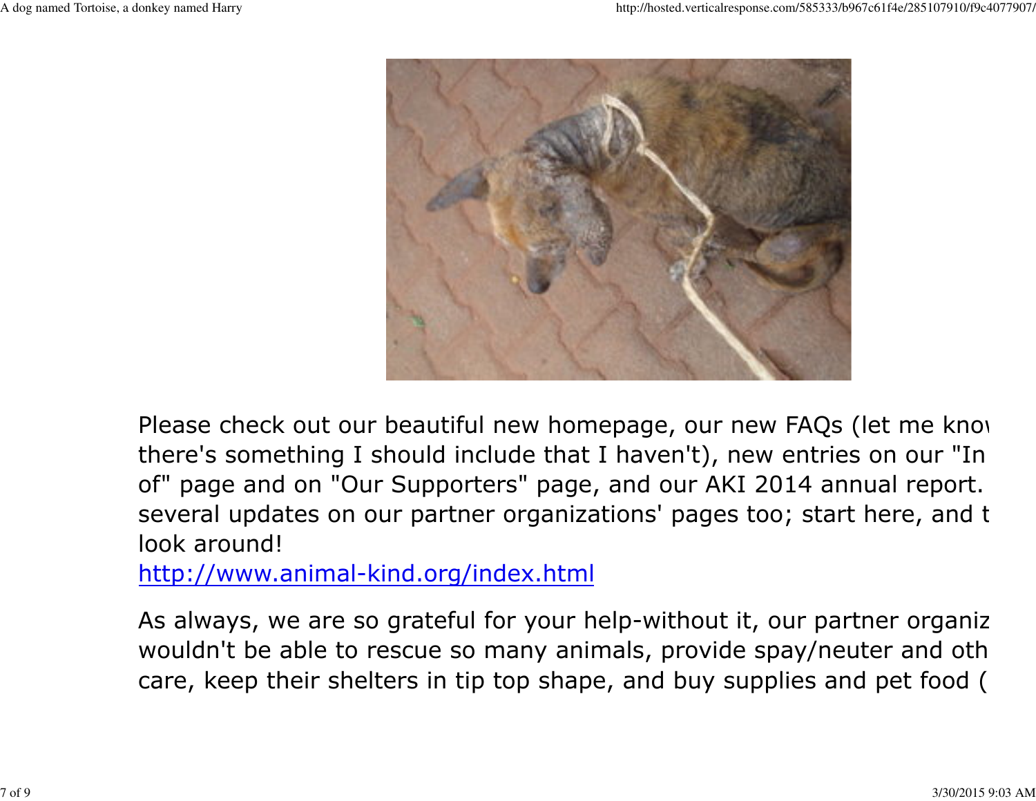Please check out our beautiful new homepage, our new FAQs (let me know there's something I should include that I haven't), new entries on our "In of" page and on "Our Supporters" page, and our AKI 2014 annual report. several updates on our partner organizations' pages too; start here, and t look around!
http://www.animal-kind.org/index.html

As always, we are so grateful for your help-without it, our partner organiz wouldn't be able to rescue so many animals, provide spay/neuter and oth care, keep their shelters in tip top shape, and buy supplies and pet food (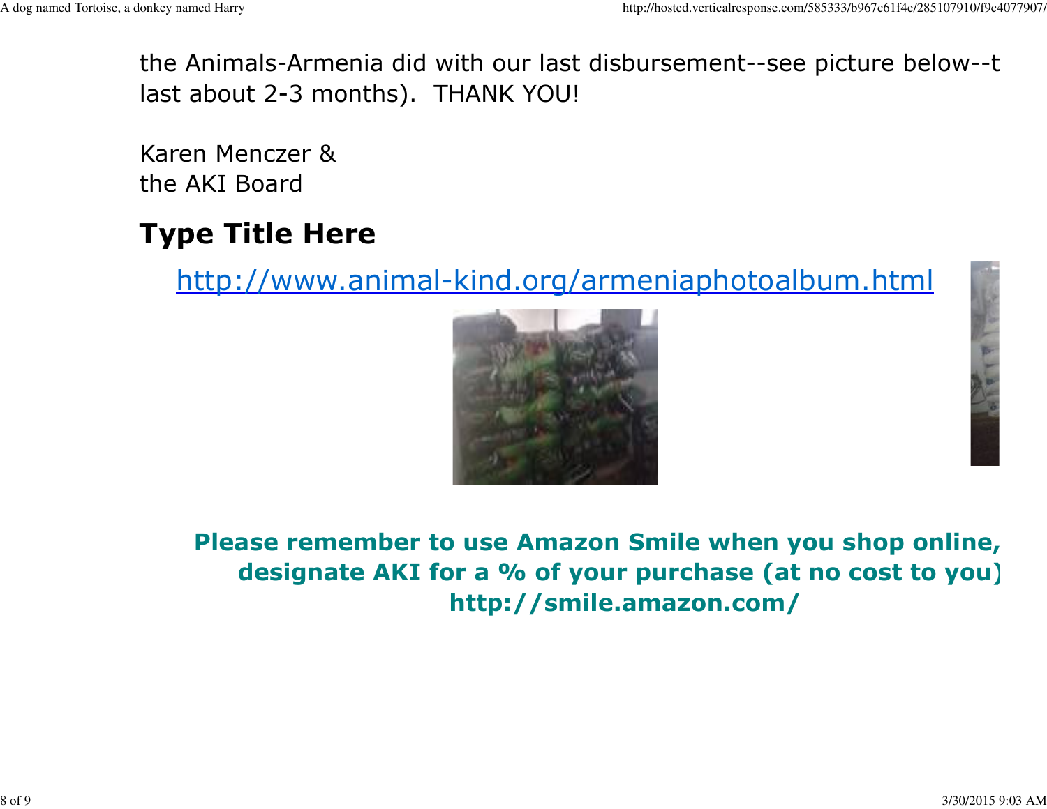the Animals-Armenia did with our last disbursement--see picture below--t last about 2-3 months). THANK YOU!

Karen Menczer &
the AKI Board

## Type Title Here

http://www.animal-kind.org/armeniaphotoalbum.html

**Please remember to use Amazon Smile when you shop online, designate AKI for a % of your purchase (at no cost to you) http://smile.amazon.com/**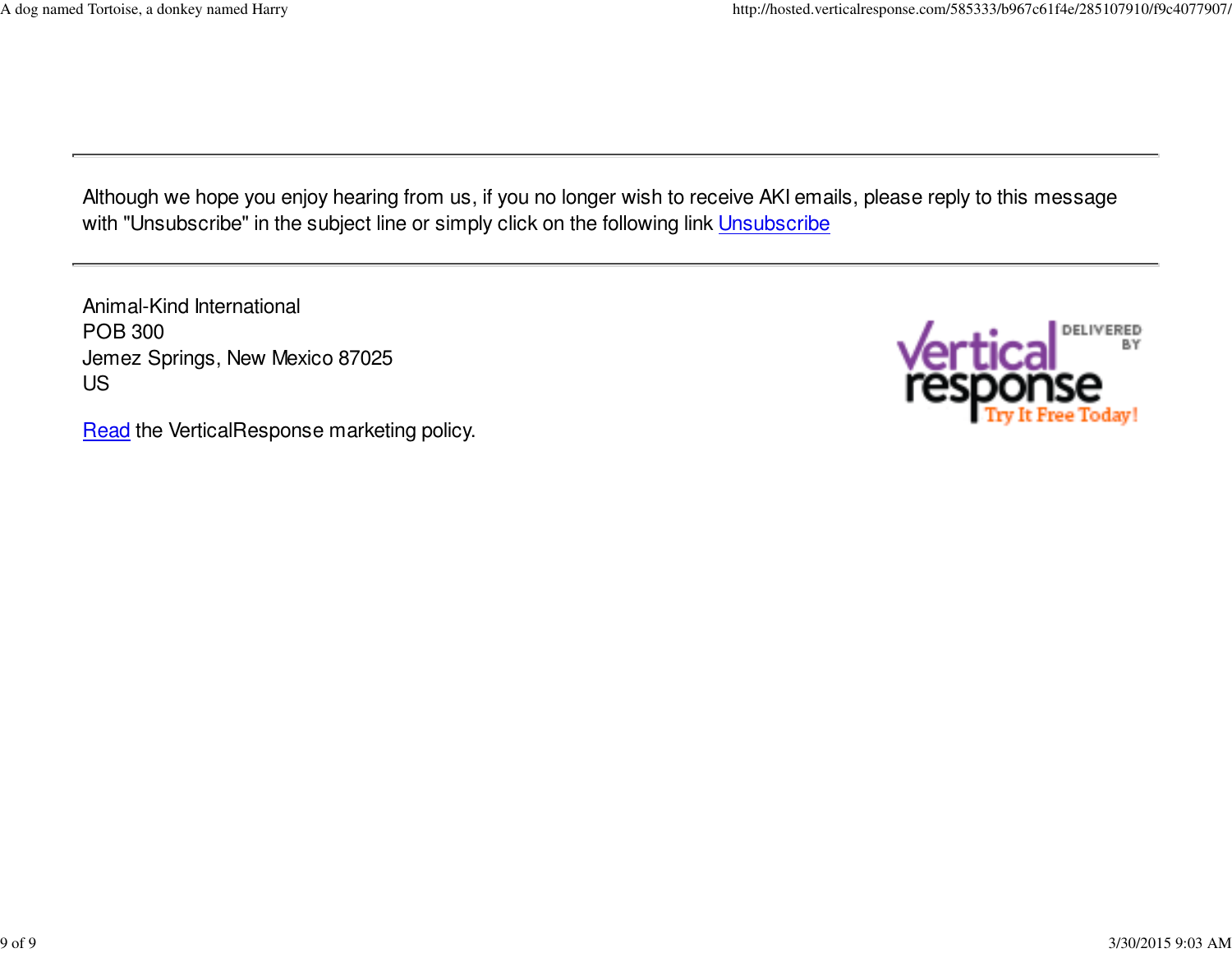---

Although we hope you enjoy hearing from us, if you no longer wish to receive AKI emails, please reply to this message with "Unsubscribe" in the subject line or simply click on the following link Unsubscribe

---

Animal-Kind International
POB 300
Jemez Springs, New Mexico 87025
US

Read the VerticalResponse marketing policy.

DELIVERED BY
Vertical response
Try It Free Today!